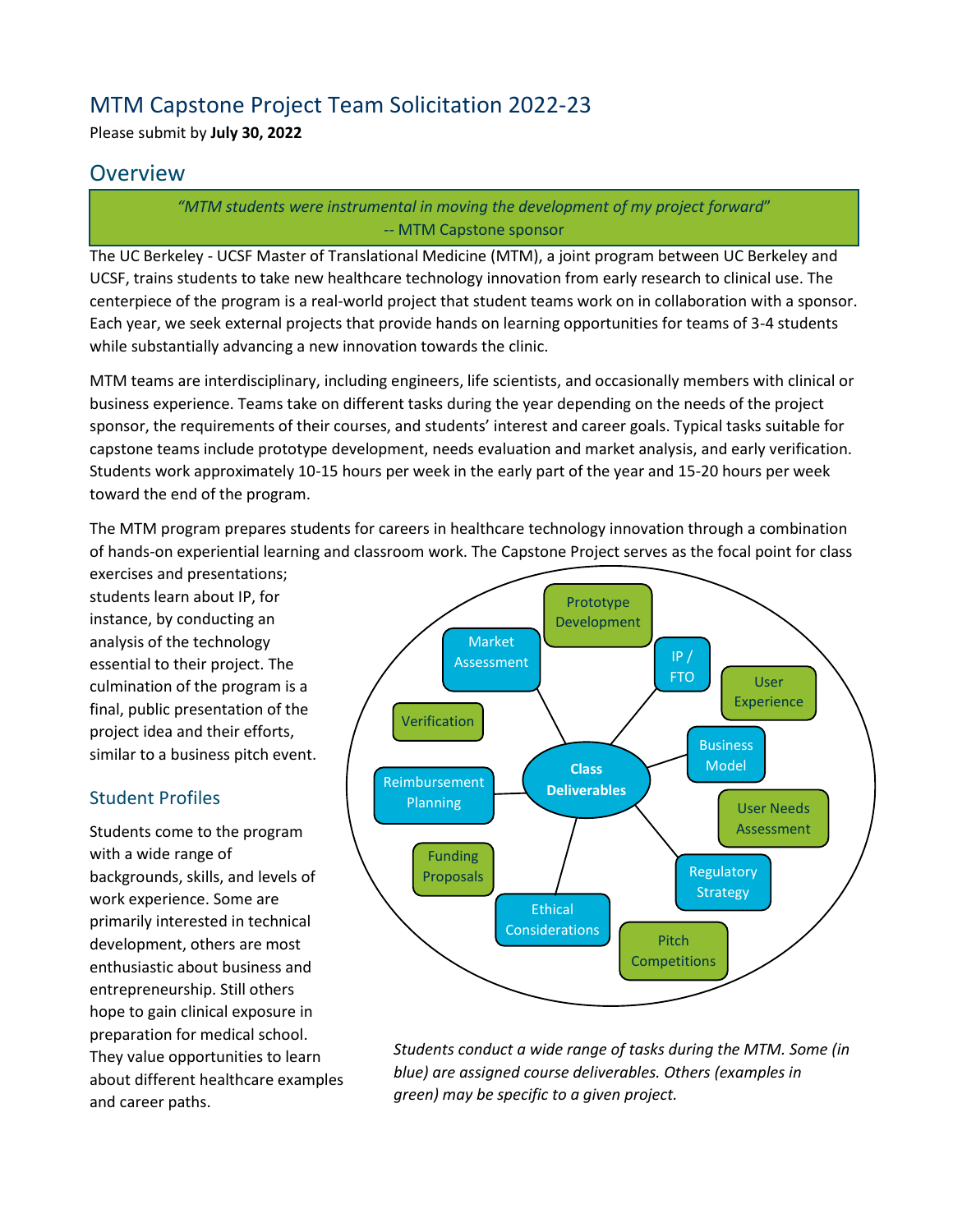# MTM Capstone Project Team Solicitation 2022-23

Please submit by **July 30, 2022**

## Overview

> *"MTM students were instrumental in moving the development of my project forward"*
> -- MTM Capstone sponsor

The UC Berkeley - UCSF Master of Translational Medicine (MTM), a joint program between UC Berkeley and UCSF, trains students to take new healthcare technology innovation from early research to clinical use. The centerpiece of the program is a real-world project that student teams work on in collaboration with a sponsor. Each year, we seek external projects that provide hands on learning opportunities for teams of 3-4 students while substantially advancing a new innovation towards the clinic.

MTM teams are interdisciplinary, including engineers, life scientists, and occasionally members with clinical or business experience. Teams take on different tasks during the year depending on the needs of the project sponsor, the requirements of their courses, and students' interest and career goals. Typical tasks suitable for capstone teams include prototype development, needs evaluation and market analysis, and early verification. Students work approximately 10-15 hours per week in the early part of the year and 15-20 hours per week toward the end of the program.

The MTM program prepares students for careers in healthcare technology innovation through a combination of hands-on experiential learning and classroom work. The Capstone Project serves as the focal point for class exercises and presentations; students learn about IP, for instance, by conducting an analysis of the technology essential to their project. The culmination of the program is a final, public presentation of the project idea and their efforts, similar to a business pitch event.

Class Deliverables: Market Assessment, IP / FTO, Business Model, Regulatory Strategy, Ethical Considerations, Reimbursement Planning

Project-specific examples: Prototype Development, User Experience, User Needs Assessment, Pitch Competitions, Funding Proposals, Verification

*Students conduct a wide range of tasks during the MTM. Some (in blue) are assigned course deliverables. Others (examples in green) may be specific to a given project.*

### Student Profiles

Students come to the program with a wide range of backgrounds, skills, and levels of work experience. Some are primarily interested in technical development, others are most enthusiastic about business and entrepreneurship. Still others hope to gain clinical exposure in preparation for medical school. They value opportunities to learn about different healthcare examples and career paths.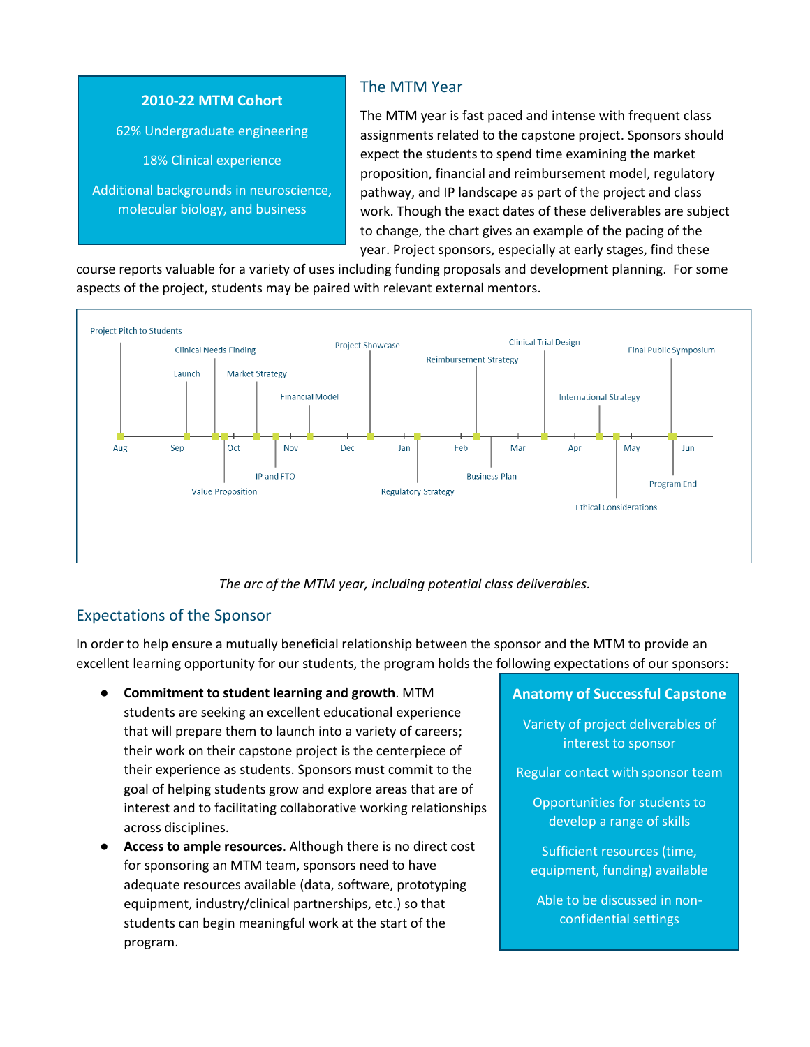**2010-22 MTM Cohort**

62% Undergraduate engineering

18% Clinical experience

Additional backgrounds in neuroscience, molecular biology, and business

## The MTM Year

The MTM year is fast paced and intense with frequent class assignments related to the capstone project. Sponsors should expect the students to spend time examining the market proposition, financial and reimbursement model, regulatory pathway, and IP landscape as part of the project and class work. Though the exact dates of these deliverables are subject to change, the chart gives an example of the pacing of the year. Project sponsors, especially at early stages, find these course reports valuable for a variety of uses including funding proposals and development planning. For some aspects of the project, students may be paired with relevant external mentors.

Aug: Project Pitch to Students
Sep: Launch, Clinical Needs Finding, Value Proposition
Oct: Market Strategy, IP and FTO, Financial Model
Dec: Project Showcase
Jan: Regulatory Strategy
Feb: Reimbursement Strategy, Business Plan
Mar: Clinical Trial Design
Apr: International Strategy, Ethical Considerations
May: Final Public Symposium, Program End

Months: Aug, Sep, Oct, Nov, Dec, Jan, Feb, Mar, Apr, May, Jun

*The arc of the MTM year, including potential class deliverables.*

## Expectations of the Sponsor

In order to help ensure a mutually beneficial relationship between the sponsor and the MTM to provide an excellent learning opportunity for our students, the program holds the following expectations of our sponsors:

- **Commitment to student learning and growth**. MTM students are seeking an excellent educational experience that will prepare them to launch into a variety of careers; their work on their capstone project is the centerpiece of their experience as students. Sponsors must commit to the goal of helping students grow and explore areas that are of interest and to facilitating collaborative working relationships across disciplines.
- **Access to ample resources**. Although there is no direct cost for sponsoring an MTM team, sponsors need to have adequate resources available (data, software, prototyping equipment, industry/clinical partnerships, etc.) so that students can begin meaningful work at the start of the program.

**Anatomy of Successful Capstone**

Variety of project deliverables of interest to sponsor

Regular contact with sponsor team

Opportunities for students to develop a range of skills

Sufficient resources (time, equipment, funding) available

Able to be discussed in non-confidential settings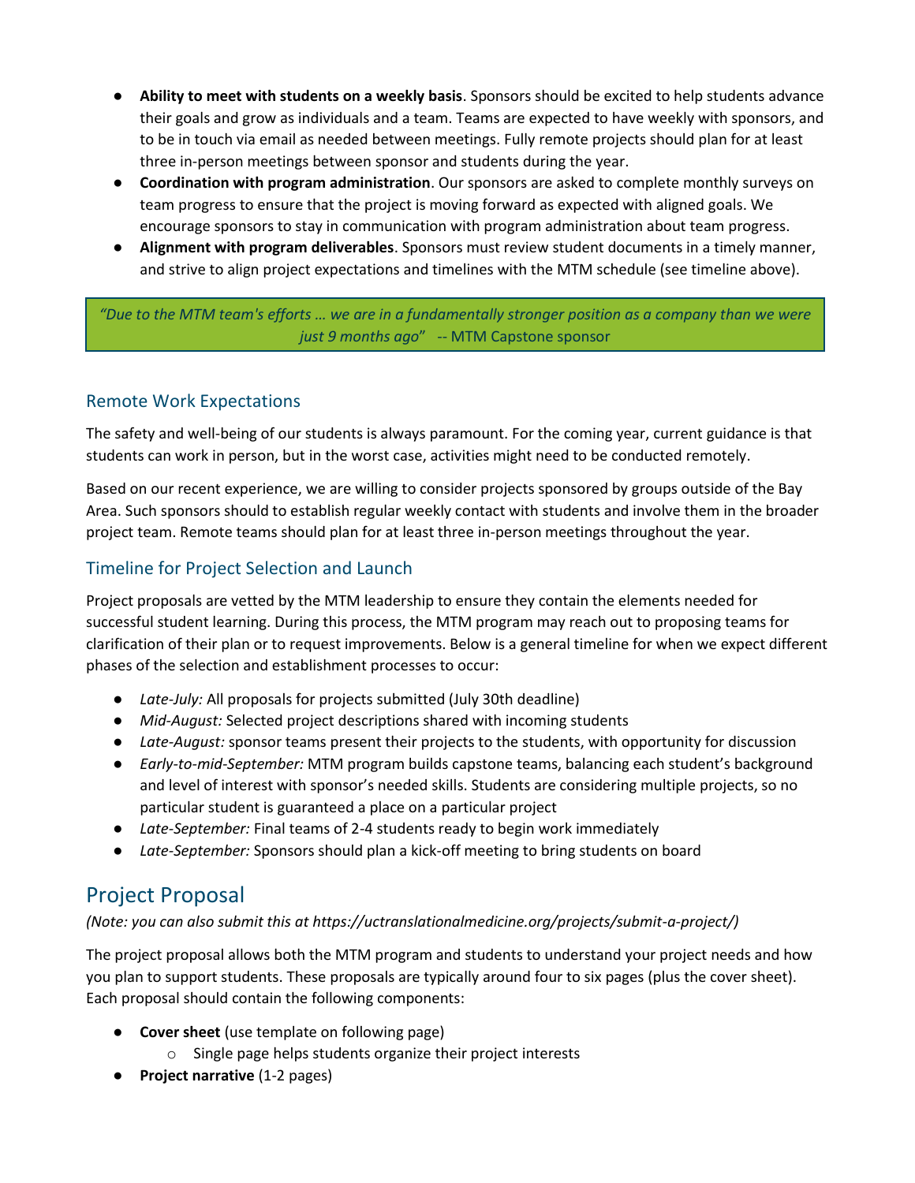- **Ability to meet with students on a weekly basis**. Sponsors should be excited to help students advance their goals and grow as individuals and a team. Teams are expected to have weekly with sponsors, and to be in touch via email as needed between meetings. Fully remote projects should plan for at least three in-person meetings between sponsor and students during the year.
- **Coordination with program administration**. Our sponsors are asked to complete monthly surveys on team progress to ensure that the project is moving forward as expected with aligned goals. We encourage sponsors to stay in communication with program administration about team progress.
- **Alignment with program deliverables**. Sponsors must review student documents in a timely manner, and strive to align project expectations and timelines with the MTM schedule (see timeline above).

> *"Due to the MTM team's efforts … we are in a fundamentally stronger position as a company than we were just 9 months ago"* -- MTM Capstone sponsor

## Remote Work Expectations

The safety and well-being of our students is always paramount. For the coming year, current guidance is that students can work in person, but in the worst case, activities might need to be conducted remotely.

Based on our recent experience, we are willing to consider projects sponsored by groups outside of the Bay Area. Such sponsors should to establish regular weekly contact with students and involve them in the broader project team. Remote teams should plan for at least three in-person meetings throughout the year.

## Timeline for Project Selection and Launch

Project proposals are vetted by the MTM leadership to ensure they contain the elements needed for successful student learning. During this process, the MTM program may reach out to proposing teams for clarification of their plan or to request improvements. Below is a general timeline for when we expect different phases of the selection and establishment processes to occur:

- *Late-July:* All proposals for projects submitted (July 30th deadline)
- *Mid-August:* Selected project descriptions shared with incoming students
- *Late-August:* sponsor teams present their projects to the students, with opportunity for discussion
- *Early-to-mid-September:* MTM program builds capstone teams, balancing each student's background and level of interest with sponsor's needed skills. Students are considering multiple projects, so no particular student is guaranteed a place on a particular project
- *Late-September:* Final teams of 2-4 students ready to begin work immediately
- *Late-September:* Sponsors should plan a kick-off meeting to bring students on board

# Project Proposal

*(Note: you can also submit this at https://uctranslationalmedicine.org/projects/submit-a-project/)*

The project proposal allows both the MTM program and students to understand your project needs and how you plan to support students. These proposals are typically around four to six pages (plus the cover sheet). Each proposal should contain the following components:

- **Cover sheet** (use template on following page)
  - Single page helps students organize their project interests
- **Project narrative** (1-2 pages)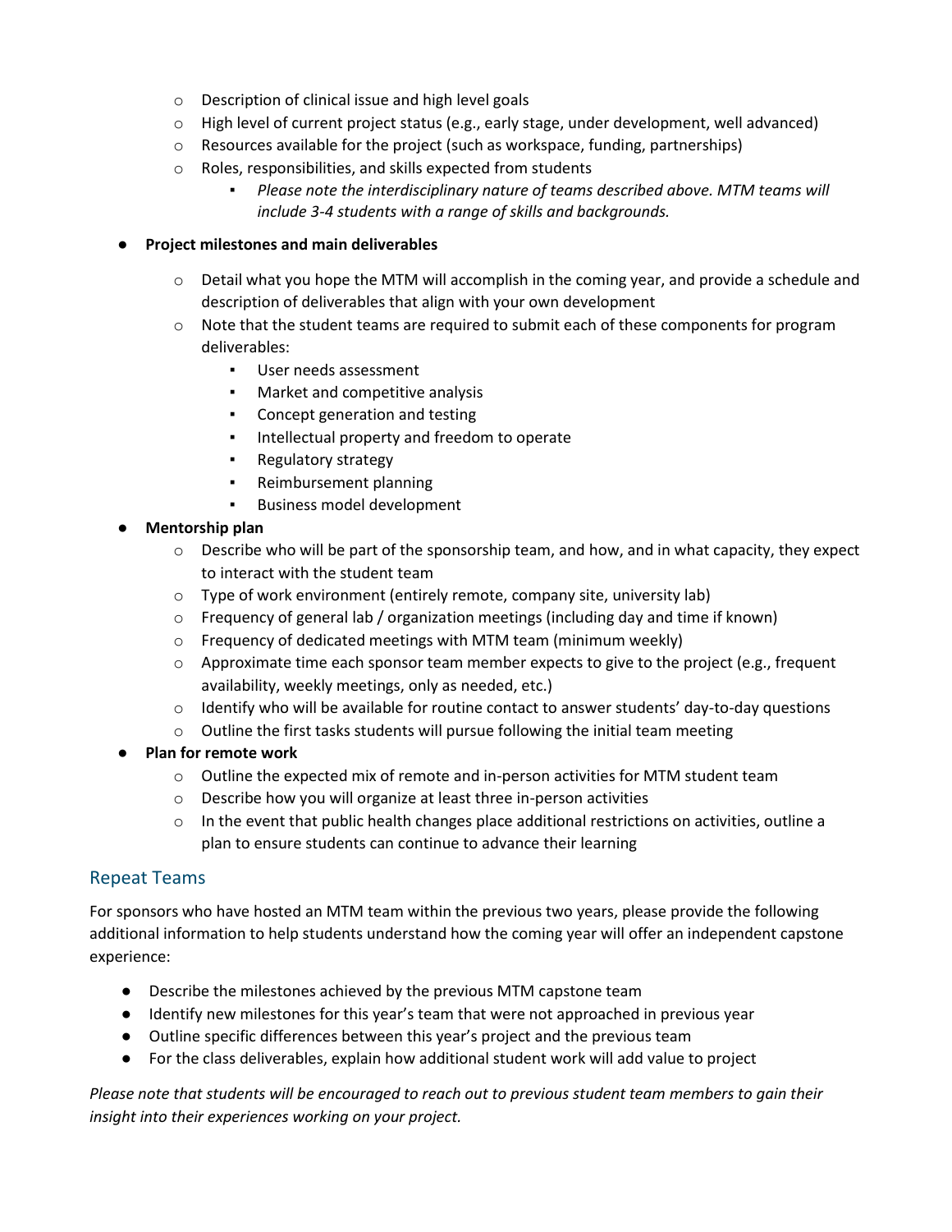- Description of clinical issue and high level goals
  - High level of current project status (e.g., early stage, under development, well advanced)
  - Resources available for the project (such as workspace, funding, partnerships)
  - Roles, responsibilities, and skills expected from students
    - *Please note the interdisciplinary nature of teams described above. MTM teams will include 3-4 students with a range of skills and backgrounds.*

- **Project milestones and main deliverables**
  - Detail what you hope the MTM will accomplish in the coming year, and provide a schedule and description of deliverables that align with your own development
  - Note that the student teams are required to submit each of these components for program deliverables:
    - User needs assessment
    - Market and competitive analysis
    - Concept generation and testing
    - Intellectual property and freedom to operate
    - Regulatory strategy
    - Reimbursement planning
    - Business model development
- **Mentorship plan**
  - Describe who will be part of the sponsorship team, and how, and in what capacity, they expect to interact with the student team
  - Type of work environment (entirely remote, company site, university lab)
  - Frequency of general lab / organization meetings (including day and time if known)
  - Frequency of dedicated meetings with MTM team (minimum weekly)
  - Approximate time each sponsor team member expects to give to the project (e.g., frequent availability, weekly meetings, only as needed, etc.)
  - Identify who will be available for routine contact to answer students' day-to-day questions
  - Outline the first tasks students will pursue following the initial team meeting
- **Plan for remote work**
  - Outline the expected mix of remote and in-person activities for MTM student team
  - Describe how you will organize at least three in-person activities
  - In the event that public health changes place additional restrictions on activities, outline a plan to ensure students can continue to advance their learning

## Repeat Teams

For sponsors who have hosted an MTM team within the previous two years, please provide the following additional information to help students understand how the coming year will offer an independent capstone experience:

- Describe the milestones achieved by the previous MTM capstone team
- Identify new milestones for this year's team that were not approached in previous year
- Outline specific differences between this year's project and the previous team
- For the class deliverables, explain how additional student work will add value to project

*Please note that students will be encouraged to reach out to previous student team members to gain their insight into their experiences working on your project.*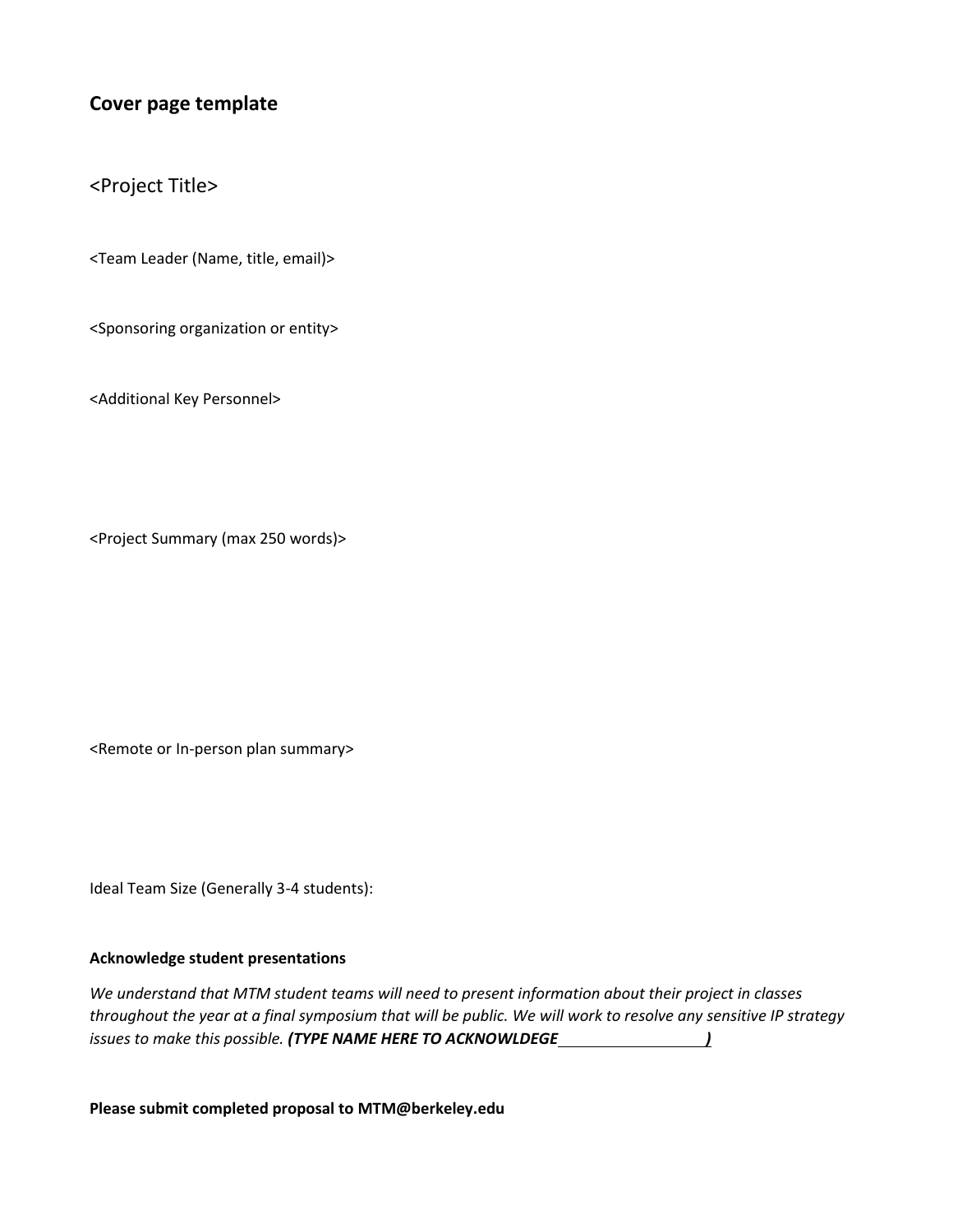## Cover page template

<Project Title>

<Team Leader (Name, title, email)>

<Sponsoring organization or entity>

<Additional Key Personnel>

<Project Summary (max 250 words)>

<Remote or In-person plan summary>

Ideal Team Size (Generally 3-4 students):

**Acknowledge student presentations**

*We understand that MTM student teams will need to present information about their project in classes throughout the year at a final symposium that will be public. We will work to resolve any sensitive IP strategy issues to make this possible.* ***(TYPE NAME HERE TO ACKNOWLDEGE ________________ )***

**Please submit completed proposal to MTM@berkeley.edu**